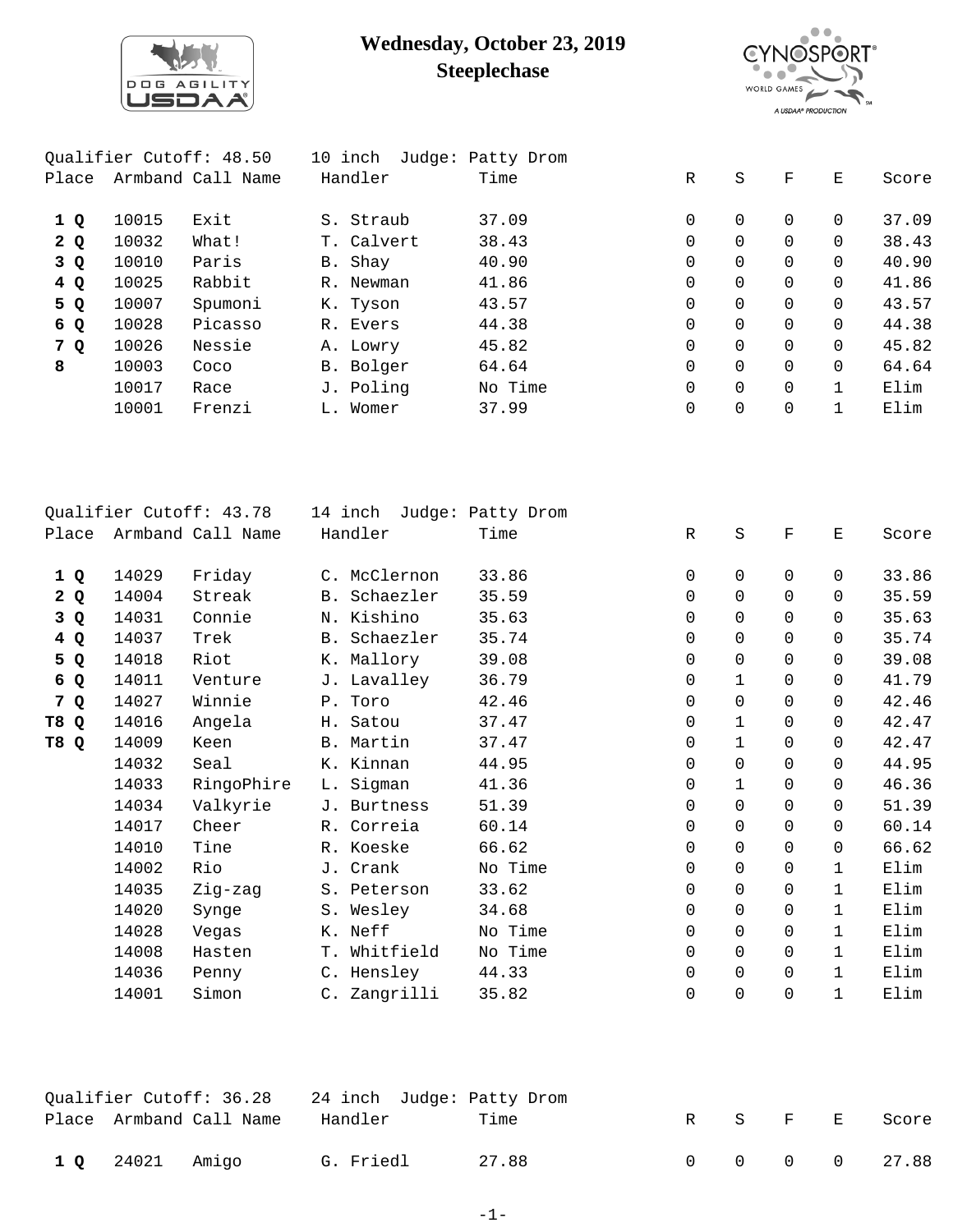# Wednesday, October 23, 2019
## Steeplechase

Qualifier Cutoff: 48.50    10 inch  Judge: Patty Drom

| Place | Armband | Call Name | Handler | Time | R | S | F | E | Score |
|---|---|---|---|---|---|---|---|---|---|
| **1 Q** | 10015 | Exit | S. Straub | 37.09 | 0 | 0 | 0 | 0 | 37.09 |
| **2 Q** | 10032 | What! | T. Calvert | 38.43 | 0 | 0 | 0 | 0 | 38.43 |
| **3 Q** | 10010 | Paris | B. Shay | 40.90 | 0 | 0 | 0 | 0 | 40.90 |
| **4 Q** | 10025 | Rabbit | R. Newman | 41.86 | 0 | 0 | 0 | 0 | 41.86 |
| **5 Q** | 10007 | Spumoni | K. Tyson | 43.57 | 0 | 0 | 0 | 0 | 43.57 |
| **6 Q** | 10028 | Picasso | R. Evers | 44.38 | 0 | 0 | 0 | 0 | 44.38 |
| **7 Q** | 10026 | Nessie | A. Lowry | 45.82 | 0 | 0 | 0 | 0 | 45.82 |
| **8** | 10003 | Coco | B. Bolger | 64.64 | 0 | 0 | 0 | 0 | 64.64 |
| | 10017 | Race | J. Poling | No Time | 0 | 0 | 0 | 1 | Elim |
| | 10001 | Frenzi | L. Womer | 37.99 | 0 | 0 | 0 | 1 | Elim |

Qualifier Cutoff: 43.78    14 inch  Judge: Patty Drom

| Place | Armband | Call Name | Handler | Time | R | S | F | E | Score |
|---|---|---|---|---|---|---|---|---|---|
| **1 Q** | 14029 | Friday | C. McClernon | 33.86 | 0 | 0 | 0 | 0 | 33.86 |
| **2 Q** | 14004 | Streak | B. Schaezler | 35.59 | 0 | 0 | 0 | 0 | 35.59 |
| **3 Q** | 14031 | Connie | N. Kishino | 35.63 | 0 | 0 | 0 | 0 | 35.63 |
| **4 Q** | 14037 | Trek | B. Schaezler | 35.74 | 0 | 0 | 0 | 0 | 35.74 |
| **5 Q** | 14018 | Riot | K. Mallory | 39.08 | 0 | 0 | 0 | 0 | 39.08 |
| **6 Q** | 14011 | Venture | J. Lavalley | 36.79 | 0 | 1 | 0 | 0 | 41.79 |
| **7 Q** | 14027 | Winnie | P. Toro | 42.46 | 0 | 0 | 0 | 0 | 42.46 |
| **T8 Q** | 14016 | Angela | H. Satou | 37.47 | 0 | 1 | 0 | 0 | 42.47 |
| **T8 Q** | 14009 | Keen | B. Martin | 37.47 | 0 | 1 | 0 | 0 | 42.47 |
| | 14032 | Seal | K. Kinnan | 44.95 | 0 | 0 | 0 | 0 | 44.95 |
| | 14033 | RingoPhire | L. Sigman | 41.36 | 0 | 1 | 0 | 0 | 46.36 |
| | 14034 | Valkyrie | J. Burtness | 51.39 | 0 | 0 | 0 | 0 | 51.39 |
| | 14017 | Cheer | R. Correia | 60.14 | 0 | 0 | 0 | 0 | 60.14 |
| | 14010 | Tine | R. Koeske | 66.62 | 0 | 0 | 0 | 0 | 66.62 |
| | 14002 | Rio | J. Crank | No Time | 0 | 0 | 0 | 1 | Elim |
| | 14035 | Zig-zag | S. Peterson | 33.62 | 0 | 0 | 0 | 1 | Elim |
| | 14020 | Synge | S. Wesley | 34.68 | 0 | 0 | 0 | 1 | Elim |
| | 14028 | Vegas | K. Neff | No Time | 0 | 0 | 0 | 1 | Elim |
| | 14008 | Hasten | T. Whitfield | No Time | 0 | 0 | 0 | 1 | Elim |
| | 14036 | Penny | C. Hensley | 44.33 | 0 | 0 | 0 | 1 | Elim |
| | 14001 | Simon | C. Zangrilli | 35.82 | 0 | 0 | 0 | 1 | Elim |

Qualifier Cutoff: 36.28    24 inch  Judge: Patty Drom

| Place | Armband | Call Name | Handler | Time | R | S | F | E | Score |
|---|---|---|---|---|---|---|---|---|---|
| **1 Q** | 24021 | Amigo | G. Friedl | 27.88 | 0 | 0 | 0 | 0 | 27.88 |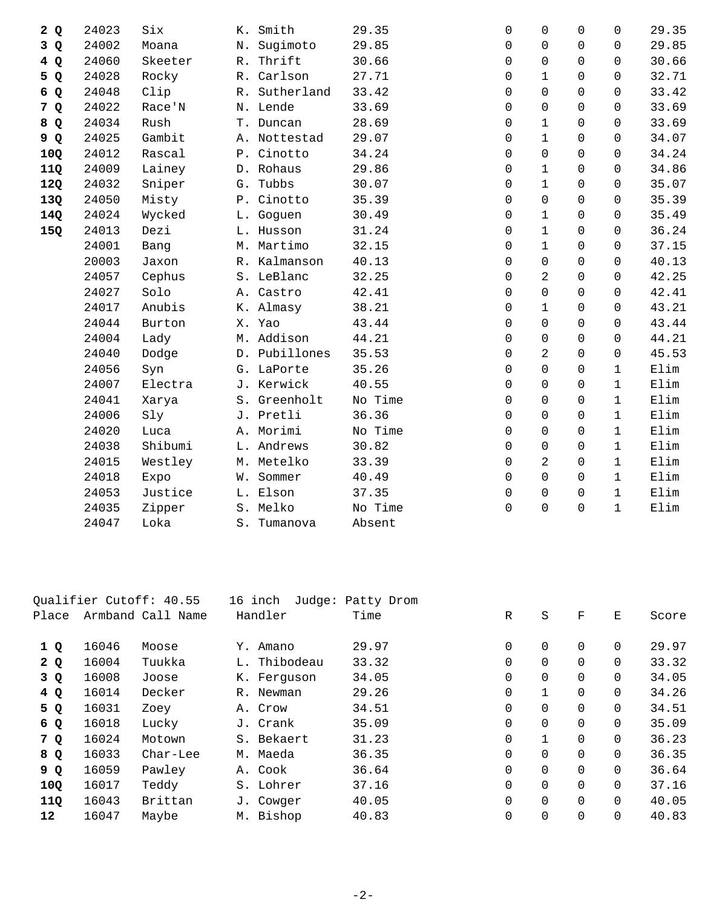| Place | Armband | Call Name | Handler | Time | R | S | F | E | Score |
|---|---|---|---|---|---|---|---|---|---|
| **2 Q** | 24023 | Six | K. Smith | 29.35 | 0 | 0 | 0 | 0 | 29.35 |
| **3 Q** | 24002 | Moana | N. Sugimoto | 29.85 | 0 | 0 | 0 | 0 | 29.85 |
| **4 Q** | 24060 | Skeeter | R. Thrift | 30.66 | 0 | 0 | 0 | 0 | 30.66 |
| **5 Q** | 24028 | Rocky | R. Carlson | 27.71 | 0 | 1 | 0 | 0 | 32.71 |
| **6 Q** | 24048 | Clip | R. Sutherland | 33.42 | 0 | 0 | 0 | 0 | 33.42 |
| **7 Q** | 24022 | Race'N | N. Lende | 33.69 | 0 | 0 | 0 | 0 | 33.69 |
| **8 Q** | 24034 | Rush | T. Duncan | 28.69 | 0 | 1 | 0 | 0 | 33.69 |
| **9 Q** | 24025 | Gambit | A. Nottestad | 29.07 | 0 | 1 | 0 | 0 | 34.07 |
| **10Q** | 24012 | Rascal | P. Cinotto | 34.24 | 0 | 0 | 0 | 0 | 34.24 |
| **11Q** | 24009 | Lainey | D. Rohaus | 29.86 | 0 | 1 | 0 | 0 | 34.86 |
| **12Q** | 24032 | Sniper | G. Tubbs | 30.07 | 0 | 1 | 0 | 0 | 35.07 |
| **13Q** | 24050 | Misty | P. Cinotto | 35.39 | 0 | 0 | 0 | 0 | 35.39 |
| **14Q** | 24024 | Wycked | L. Goguen | 30.49 | 0 | 1 | 0 | 0 | 35.49 |
| **15Q** | 24013 | Dezi | L. Husson | 31.24 | 0 | 1 | 0 | 0 | 36.24 |
| | 24001 | Bang | M. Martimo | 32.15 | 0 | 1 | 0 | 0 | 37.15 |
| | 20003 | Jaxon | R. Kalmanson | 40.13 | 0 | 0 | 0 | 0 | 40.13 |
| | 24057 | Cephus | S. LeBlanc | 32.25 | 0 | 2 | 0 | 0 | 42.25 |
| | 24027 | Solo | A. Castro | 42.41 | 0 | 0 | 0 | 0 | 42.41 |
| | 24017 | Anubis | K. Almasy | 38.21 | 0 | 1 | 0 | 0 | 43.21 |
| | 24044 | Burton | X. Yao | 43.44 | 0 | 0 | 0 | 0 | 43.44 |
| | 24004 | Lady | M. Addison | 44.21 | 0 | 0 | 0 | 0 | 44.21 |
| | 24040 | Dodge | D. Pubillones | 35.53 | 0 | 2 | 0 | 0 | 45.53 |
| | 24056 | Syn | G. LaPorte | 35.26 | 0 | 0 | 0 | 1 | Elim |
| | 24007 | Electra | J. Kerwick | 40.55 | 0 | 0 | 0 | 1 | Elim |
| | 24041 | Xarya | S. Greenholt | No Time | 0 | 0 | 0 | 1 | Elim |
| | 24006 | Sly | J. Pretli | 36.36 | 0 | 0 | 0 | 1 | Elim |
| | 24020 | Luca | A. Morimi | No Time | 0 | 0 | 0 | 1 | Elim |
| | 24038 | Shibumi | L. Andrews | 30.82 | 0 | 0 | 0 | 1 | Elim |
| | 24015 | Westley | M. Metelko | 33.39 | 0 | 2 | 0 | 1 | Elim |
| | 24018 | Expo | W. Sommer | 40.49 | 0 | 0 | 0 | 1 | Elim |
| | 24053 | Justice | L. Elson | 37.35 | 0 | 0 | 0 | 1 | Elim |
| | 24035 | Zipper | S. Melko | No Time | 0 | 0 | 0 | 1 | Elim |
| | 24047 | Loka | S. Tumanova | Absent | | | | | |

Qualifier Cutoff: 40.55    16 inch  Judge: Patty Drom

| Place | Armband | Call Name | Handler | Time | R | S | F | E | Score |
|---|---|---|---|---|---|---|---|---|---|
| **1 Q** | 16046 | Moose | Y. Amano | 29.97 | 0 | 0 | 0 | 0 | 29.97 |
| **2 Q** | 16004 | Tuukka | L. Thibodeau | 33.32 | 0 | 0 | 0 | 0 | 33.32 |
| **3 Q** | 16008 | Joose | K. Ferguson | 34.05 | 0 | 0 | 0 | 0 | 34.05 |
| **4 Q** | 16014 | Decker | R. Newman | 29.26 | 0 | 1 | 0 | 0 | 34.26 |
| **5 Q** | 16031 | Zoey | A. Crow | 34.51 | 0 | 0 | 0 | 0 | 34.51 |
| **6 Q** | 16018 | Lucky | J. Crank | 35.09 | 0 | 0 | 0 | 0 | 35.09 |
| **7 Q** | 16024 | Motown | S. Bekaert | 31.23 | 0 | 1 | 0 | 0 | 36.23 |
| **8 Q** | 16033 | Char-Lee | M. Maeda | 36.35 | 0 | 0 | 0 | 0 | 36.35 |
| **9 Q** | 16059 | Pawley | A. Cook | 36.64 | 0 | 0 | 0 | 0 | 36.64 |
| **10Q** | 16017 | Teddy | S. Lohrer | 37.16 | 0 | 0 | 0 | 0 | 37.16 |
| **11Q** | 16043 | Brittan | J. Cowger | 40.05 | 0 | 0 | 0 | 0 | 40.05 |
| **12** | 16047 | Maybe | M. Bishop | 40.83 | 0 | 0 | 0 | 0 | 40.83 |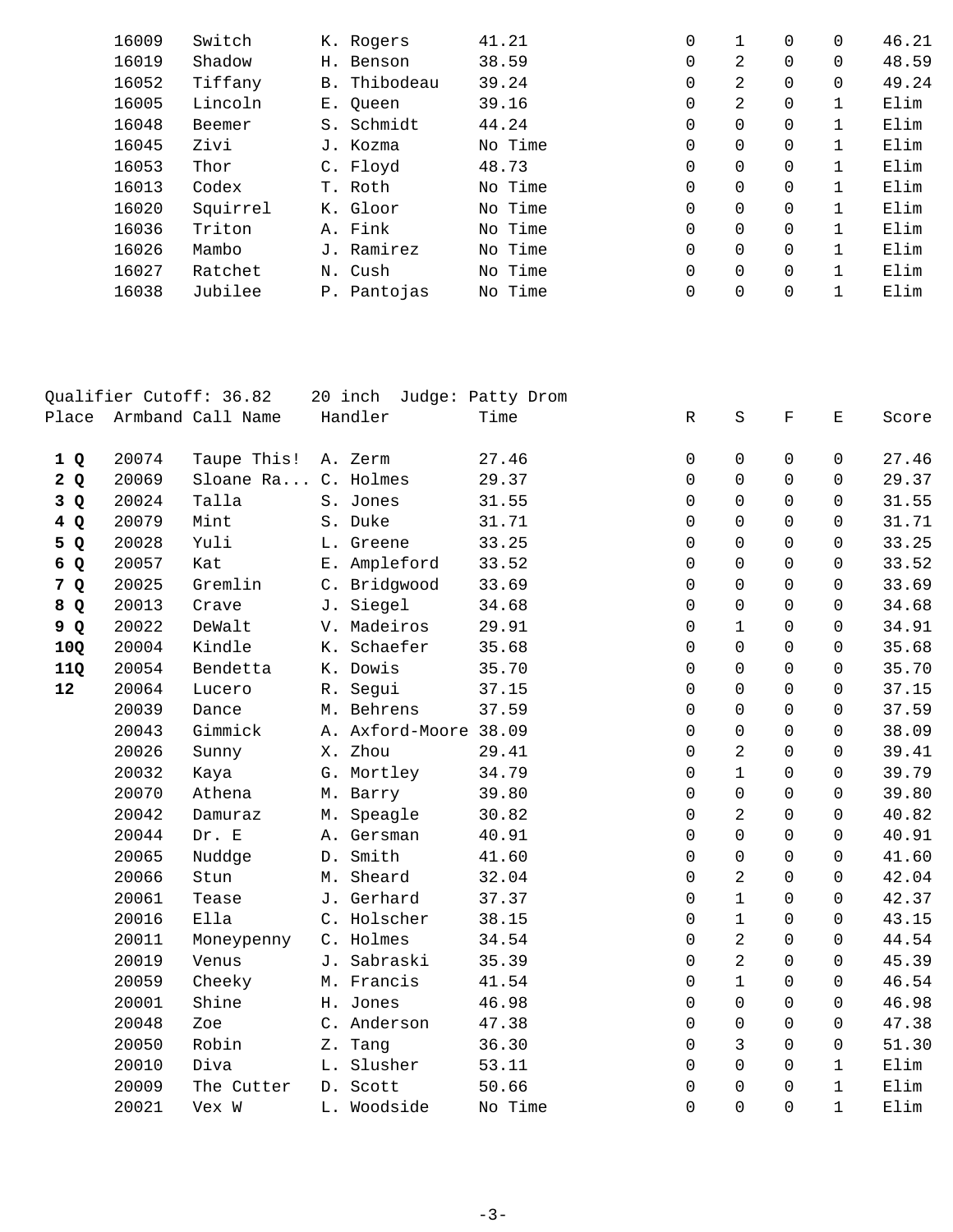| Place | Armband | Call Name | Handler | Time | R | S | F | E | Score |
|---|---|---|---|---|---|---|---|---|---|
| | 16009 | Switch | K. Rogers | 41.21 | 0 | 1 | 0 | 0 | 46.21 |
| | 16019 | Shadow | H. Benson | 38.59 | 0 | 2 | 0 | 0 | 48.59 |
| | 16052 | Tiffany | B. Thibodeau | 39.24 | 0 | 2 | 0 | 0 | 49.24 |
| | 16005 | Lincoln | E. Queen | 39.16 | 0 | 2 | 0 | 1 | Elim |
| | 16048 | Beemer | S. Schmidt | 44.24 | 0 | 0 | 0 | 1 | Elim |
| | 16045 | Zivi | J. Kozma | No Time | 0 | 0 | 0 | 1 | Elim |
| | 16053 | Thor | C. Floyd | 48.73 | 0 | 0 | 0 | 1 | Elim |
| | 16013 | Codex | T. Roth | No Time | 0 | 0 | 0 | 1 | Elim |
| | 16020 | Squirrel | K. Gloor | No Time | 0 | 0 | 0 | 1 | Elim |
| | 16036 | Triton | A. Fink | No Time | 0 | 0 | 0 | 1 | Elim |
| | 16026 | Mambo | J. Ramirez | No Time | 0 | 0 | 0 | 1 | Elim |
| | 16027 | Ratchet | N. Cush | No Time | 0 | 0 | 0 | 1 | Elim |
| | 16038 | Jubilee | P. Pantojas | No Time | 0 | 0 | 0 | 1 | Elim |

Qualifier Cutoff: 36.82    20 inch  Judge: Patty Drom

| Place | Armband | Call Name | Handler | Time | R | S | F | E | Score |
|---|---|---|---|---|---|---|---|---|---|
| **1 Q** | 20074 | Taupe This! | A. Zerm | 27.46 | 0 | 0 | 0 | 0 | 27.46 |
| **2 Q** | 20069 | Sloane Ra... | C. Holmes | 29.37 | 0 | 0 | 0 | 0 | 29.37 |
| **3 Q** | 20024 | Talla | S. Jones | 31.55 | 0 | 0 | 0 | 0 | 31.55 |
| **4 Q** | 20079 | Mint | S. Duke | 31.71 | 0 | 0 | 0 | 0 | 31.71 |
| **5 Q** | 20028 | Yuli | L. Greene | 33.25 | 0 | 0 | 0 | 0 | 33.25 |
| **6 Q** | 20057 | Kat | E. Ampleford | 33.52 | 0 | 0 | 0 | 0 | 33.52 |
| **7 Q** | 20025 | Gremlin | C. Bridgwood | 33.69 | 0 | 0 | 0 | 0 | 33.69 |
| **8 Q** | 20013 | Crave | J. Siegel | 34.68 | 0 | 0 | 0 | 0 | 34.68 |
| **9 Q** | 20022 | DeWalt | V. Madeiros | 29.91 | 0 | 1 | 0 | 0 | 34.91 |
| **10Q** | 20004 | Kindle | K. Schaefer | 35.68 | 0 | 0 | 0 | 0 | 35.68 |
| **11Q** | 20054 | Bendetta | K. Dowis | 35.70 | 0 | 0 | 0 | 0 | 35.70 |
| **12** | 20064 | Lucero | R. Segui | 37.15 | 0 | 0 | 0 | 0 | 37.15 |
| | 20039 | Dance | M. Behrens | 37.59 | 0 | 0 | 0 | 0 | 37.59 |
| | 20043 | Gimmick | A. Axford-Moore | 38.09 | 0 | 0 | 0 | 0 | 38.09 |
| | 20026 | Sunny | X. Zhou | 29.41 | 0 | 2 | 0 | 0 | 39.41 |
| | 20032 | Kaya | G. Mortley | 34.79 | 0 | 1 | 0 | 0 | 39.79 |
| | 20070 | Athena | M. Barry | 39.80 | 0 | 0 | 0 | 0 | 39.80 |
| | 20042 | Damuraz | M. Speagle | 30.82 | 0 | 2 | 0 | 0 | 40.82 |
| | 20044 | Dr. E | A. Gersman | 40.91 | 0 | 0 | 0 | 0 | 40.91 |
| | 20065 | Nuddge | D. Smith | 41.60 | 0 | 0 | 0 | 0 | 41.60 |
| | 20066 | Stun | M. Sheard | 32.04 | 0 | 2 | 0 | 0 | 42.04 |
| | 20061 | Tease | J. Gerhard | 37.37 | 0 | 1 | 0 | 0 | 42.37 |
| | 20016 | Ella | C. Holscher | 38.15 | 0 | 1 | 0 | 0 | 43.15 |
| | 20011 | Moneypenny | C. Holmes | 34.54 | 0 | 2 | 0 | 0 | 44.54 |
| | 20019 | Venus | J. Sabraski | 35.39 | 0 | 2 | 0 | 0 | 45.39 |
| | 20059 | Cheeky | M. Francis | 41.54 | 0 | 1 | 0 | 0 | 46.54 |
| | 20001 | Shine | H. Jones | 46.98 | 0 | 0 | 0 | 0 | 46.98 |
| | 20048 | Zoe | C. Anderson | 47.38 | 0 | 0 | 0 | 0 | 47.38 |
| | 20050 | Robin | Z. Tang | 36.30 | 0 | 3 | 0 | 0 | 51.30 |
| | 20010 | Diva | L. Slusher | 53.11 | 0 | 0 | 0 | 1 | Elim |
| | 20009 | The Cutter | D. Scott | 50.66 | 0 | 0 | 0 | 1 | Elim |
| | 20021 | Vex W | L. Woodside | No Time | 0 | 0 | 0 | 1 | Elim |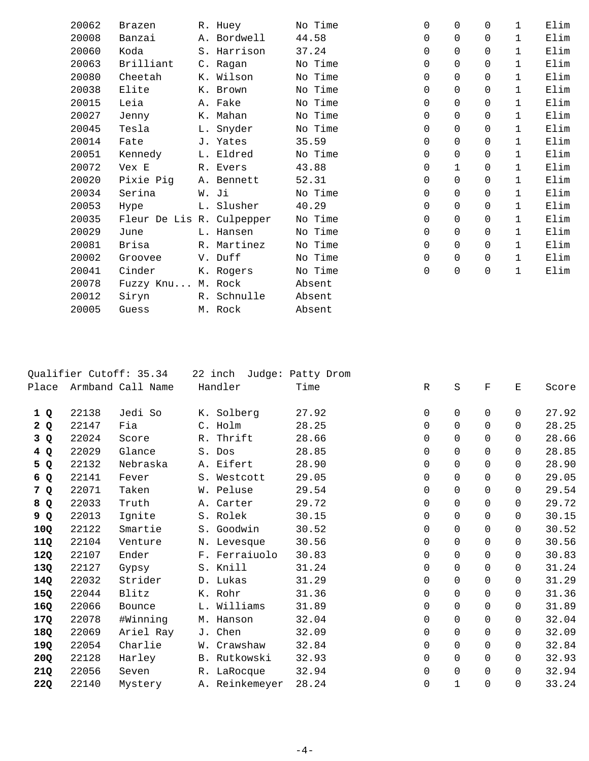| | Armband | Call Name | Handler | Time | R | S | F | E | Score |
|---|---|---|---|---|---|---|---|---|---|
| | 20062 | Brazen | R. Huey | No Time | 0 | 0 | 0 | 1 | Elim |
| | 20008 | Banzai | A. Bordwell | 44.58 | 0 | 0 | 0 | 1 | Elim |
| | 20060 | Koda | S. Harrison | 37.24 | 0 | 0 | 0 | 1 | Elim |
| | 20063 | Brilliant | C. Ragan | No Time | 0 | 0 | 0 | 1 | Elim |
| | 20080 | Cheetah | K. Wilson | No Time | 0 | 0 | 0 | 1 | Elim |
| | 20038 | Elite | K. Brown | No Time | 0 | 0 | 0 | 1 | Elim |
| | 20015 | Leia | A. Fake | No Time | 0 | 0 | 0 | 1 | Elim |
| | 20027 | Jenny | K. Mahan | No Time | 0 | 0 | 0 | 1 | Elim |
| | 20045 | Tesla | L. Snyder | No Time | 0 | 0 | 0 | 1 | Elim |
| | 20014 | Fate | J. Yates | 35.59 | 0 | 0 | 0 | 1 | Elim |
| | 20051 | Kennedy | L. Eldred | No Time | 0 | 0 | 0 | 1 | Elim |
| | 20072 | Vex E | R. Evers | 43.88 | 0 | 1 | 0 | 1 | Elim |
| | 20020 | Pixie Pig | A. Bennett | 52.31 | 0 | 0 | 0 | 1 | Elim |
| | 20034 | Serina | W. Ji | No Time | 0 | 0 | 0 | 1 | Elim |
| | 20053 | Hype | L. Slusher | 40.29 | 0 | 0 | 0 | 1 | Elim |
| | 20035 | Fleur De Lis | R. Culpepper | No Time | 0 | 0 | 0 | 1 | Elim |
| | 20029 | June | L. Hansen | No Time | 0 | 0 | 0 | 1 | Elim |
| | 20081 | Brisa | R. Martinez | No Time | 0 | 0 | 0 | 1 | Elim |
| | 20002 | Groovee | V. Duff | No Time | 0 | 0 | 0 | 1 | Elim |
| | 20041 | Cinder | K. Rogers | No Time | 0 | 0 | 0 | 1 | Elim |
| | 20078 | Fuzzy Knu... | M. Rock | Absent | | | | | |
| | 20012 | Siryn | R. Schnulle | Absent | | | | | |
| | 20005 | Guess | M. Rock | Absent | | | | | |

Qualifier Cutoff: 35.34    22 inch  Judge: Patty Drom

| Place | Armband | Call Name | Handler | Time | R | S | F | E | Score |
|---|---|---|---|---|---|---|---|---|---|
| **1 Q** | 22138 | Jedi So | K. Solberg | 27.92 | 0 | 0 | 0 | 0 | 27.92 |
| **2 Q** | 22147 | Fia | C. Holm | 28.25 | 0 | 0 | 0 | 0 | 28.25 |
| **3 Q** | 22024 | Score | R. Thrift | 28.66 | 0 | 0 | 0 | 0 | 28.66 |
| **4 Q** | 22029 | Glance | S. Dos | 28.85 | 0 | 0 | 0 | 0 | 28.85 |
| **5 Q** | 22132 | Nebraska | A. Eifert | 28.90 | 0 | 0 | 0 | 0 | 28.90 |
| **6 Q** | 22141 | Fever | S. Westcott | 29.05 | 0 | 0 | 0 | 0 | 29.05 |
| **7 Q** | 22071 | Taken | W. Peluse | 29.54 | 0 | 0 | 0 | 0 | 29.54 |
| **8 Q** | 22033 | Truth | A. Carter | 29.72 | 0 | 0 | 0 | 0 | 29.72 |
| **9 Q** | 22013 | Ignite | S. Rolek | 30.15 | 0 | 0 | 0 | 0 | 30.15 |
| **10Q** | 22122 | Smartie | S. Goodwin | 30.52 | 0 | 0 | 0 | 0 | 30.52 |
| **11Q** | 22104 | Venture | N. Levesque | 30.56 | 0 | 0 | 0 | 0 | 30.56 |
| **12Q** | 22107 | Ender | F. Ferraiuolo | 30.83 | 0 | 0 | 0 | 0 | 30.83 |
| **13Q** | 22127 | Gypsy | S. Knill | 31.24 | 0 | 0 | 0 | 0 | 31.24 |
| **14Q** | 22032 | Strider | D. Lukas | 31.29 | 0 | 0 | 0 | 0 | 31.29 |
| **15Q** | 22044 | Blitz | K. Rohr | 31.36 | 0 | 0 | 0 | 0 | 31.36 |
| **16Q** | 22066 | Bounce | L. Williams | 31.89 | 0 | 0 | 0 | 0 | 31.89 |
| **17Q** | 22078 | #Winning | M. Hanson | 32.04 | 0 | 0 | 0 | 0 | 32.04 |
| **18Q** | 22069 | Ariel Ray | J. Chen | 32.09 | 0 | 0 | 0 | 0 | 32.09 |
| **19Q** | 22054 | Charlie | W. Crawshaw | 32.84 | 0 | 0 | 0 | 0 | 32.84 |
| **20Q** | 22128 | Harley | B. Rutkowski | 32.93 | 0 | 0 | 0 | 0 | 32.93 |
| **21Q** | 22056 | Seven | R. LaRocque | 32.94 | 0 | 0 | 0 | 0 | 32.94 |
| **22Q** | 22140 | Mystery | A. Reinkemeyer | 28.24 | 0 | 1 | 0 | 0 | 33.24 |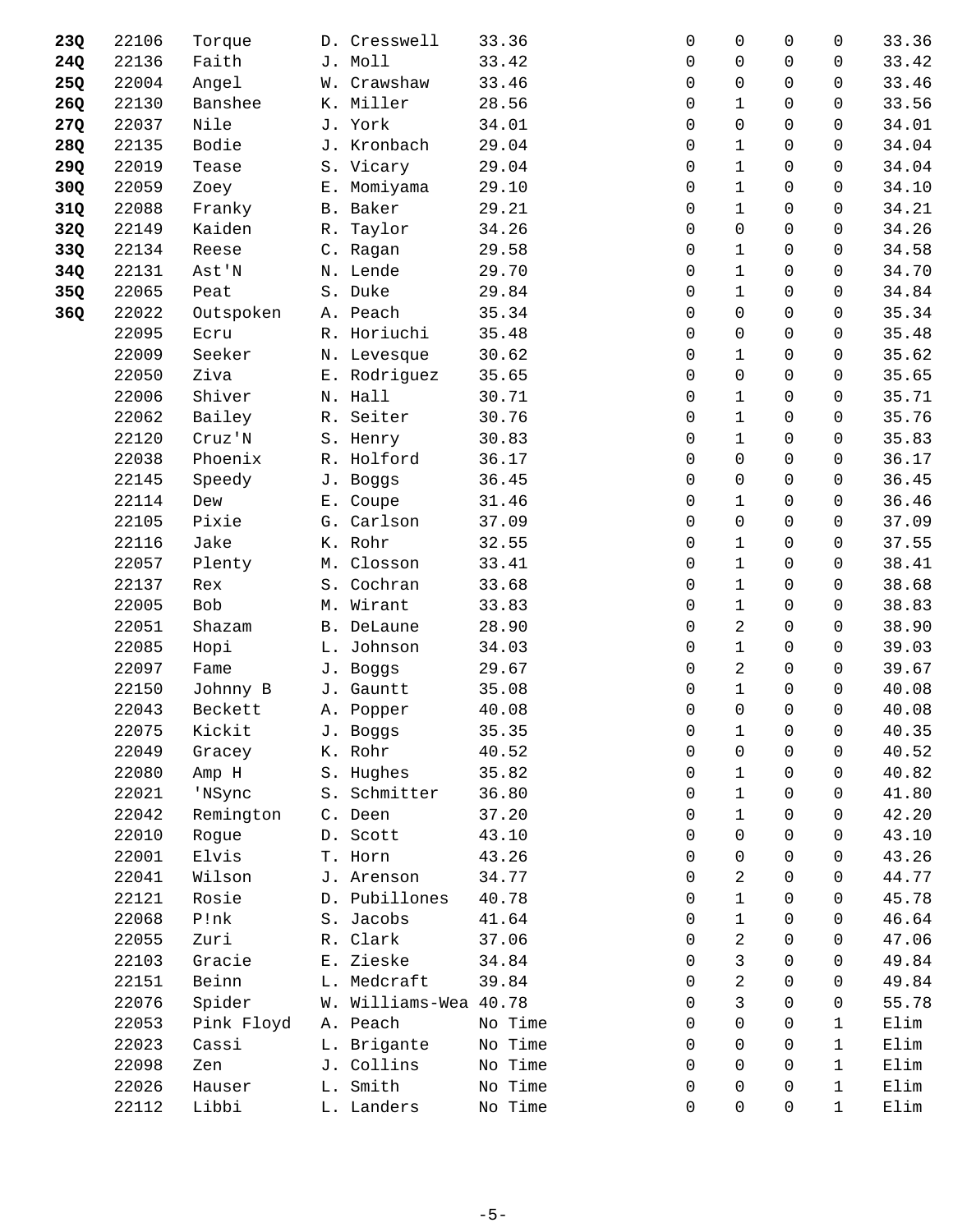| | | | | | | | | | |
|---|---|---|---|---|---|---|---|---|---|
| **23Q** | 22106 | Torque | D. Cresswell | 33.36 | 0 | 0 | 0 | 0 | 33.36 |
| **24Q** | 22136 | Faith | J. Moll | 33.42 | 0 | 0 | 0 | 0 | 33.42 |
| **25Q** | 22004 | Angel | W. Crawshaw | 33.46 | 0 | 0 | 0 | 0 | 33.46 |
| **26Q** | 22130 | Banshee | K. Miller | 28.56 | 0 | 1 | 0 | 0 | 33.56 |
| **27Q** | 22037 | Nile | J. York | 34.01 | 0 | 0 | 0 | 0 | 34.01 |
| **28Q** | 22135 | Bodie | J. Kronbach | 29.04 | 0 | 1 | 0 | 0 | 34.04 |
| **29Q** | 22019 | Tease | S. Vicary | 29.04 | 0 | 1 | 0 | 0 | 34.04 |
| **30Q** | 22059 | Zoey | E. Momiyama | 29.10 | 0 | 1 | 0 | 0 | 34.10 |
| **31Q** | 22088 | Franky | B. Baker | 29.21 | 0 | 1 | 0 | 0 | 34.21 |
| **32Q** | 22149 | Kaiden | R. Taylor | 34.26 | 0 | 0 | 0 | 0 | 34.26 |
| **33Q** | 22134 | Reese | C. Ragan | 29.58 | 0 | 1 | 0 | 0 | 34.58 |
| **34Q** | 22131 | Ast'N | N. Lende | 29.70 | 0 | 1 | 0 | 0 | 34.70 |
| **35Q** | 22065 | Peat | S. Duke | 29.84 | 0 | 1 | 0 | 0 | 34.84 |
| **36Q** | 22022 | Outspoken | A. Peach | 35.34 | 0 | 0 | 0 | 0 | 35.34 |
| | 22095 | Ecru | R. Horiuchi | 35.48 | 0 | 0 | 0 | 0 | 35.48 |
| | 22009 | Seeker | N. Levesque | 30.62 | 0 | 1 | 0 | 0 | 35.62 |
| | 22050 | Ziva | E. Rodriguez | 35.65 | 0 | 0 | 0 | 0 | 35.65 |
| | 22006 | Shiver | N. Hall | 30.71 | 0 | 1 | 0 | 0 | 35.71 |
| | 22062 | Bailey | R. Seiter | 30.76 | 0 | 1 | 0 | 0 | 35.76 |
| | 22120 | Cruz'N | S. Henry | 30.83 | 0 | 1 | 0 | 0 | 35.83 |
| | 22038 | Phoenix | R. Holford | 36.17 | 0 | 0 | 0 | 0 | 36.17 |
| | 22145 | Speedy | J. Boggs | 36.45 | 0 | 0 | 0 | 0 | 36.45 |
| | 22114 | Dew | E. Coupe | 31.46 | 0 | 1 | 0 | 0 | 36.46 |
| | 22105 | Pixie | G. Carlson | 37.09 | 0 | 0 | 0 | 0 | 37.09 |
| | 22116 | Jake | K. Rohr | 32.55 | 0 | 1 | 0 | 0 | 37.55 |
| | 22057 | Plenty | M. Closson | 33.41 | 0 | 1 | 0 | 0 | 38.41 |
| | 22137 | Rex | S. Cochran | 33.68 | 0 | 1 | 0 | 0 | 38.68 |
| | 22005 | Bob | M. Wirant | 33.83 | 0 | 1 | 0 | 0 | 38.83 |
| | 22051 | Shazam | B. DeLaune | 28.90 | 0 | 2 | 0 | 0 | 38.90 |
| | 22085 | Hopi | L. Johnson | 34.03 | 0 | 1 | 0 | 0 | 39.03 |
| | 22097 | Fame | J. Boggs | 29.67 | 0 | 2 | 0 | 0 | 39.67 |
| | 22150 | Johnny B | J. Gauntt | 35.08 | 0 | 1 | 0 | 0 | 40.08 |
| | 22043 | Beckett | A. Popper | 40.08 | 0 | 0 | 0 | 0 | 40.08 |
| | 22075 | Kickit | J. Boggs | 35.35 | 0 | 1 | 0 | 0 | 40.35 |
| | 22049 | Gracey | K. Rohr | 40.52 | 0 | 0 | 0 | 0 | 40.52 |
| | 22080 | Amp H | S. Hughes | 35.82 | 0 | 1 | 0 | 0 | 40.82 |
| | 22021 | 'NSync | S. Schmitter | 36.80 | 0 | 1 | 0 | 0 | 41.80 |
| | 22042 | Remington | C. Deen | 37.20 | 0 | 1 | 0 | 0 | 42.20 |
| | 22010 | Rogue | D. Scott | 43.10 | 0 | 0 | 0 | 0 | 43.10 |
| | 22001 | Elvis | T. Horn | 43.26 | 0 | 0 | 0 | 0 | 43.26 |
| | 22041 | Wilson | J. Arenson | 34.77 | 0 | 2 | 0 | 0 | 44.77 |
| | 22121 | Rosie | D. Pubillones | 40.78 | 0 | 1 | 0 | 0 | 45.78 |
| | 22068 | P!nk | S. Jacobs | 41.64 | 0 | 1 | 0 | 0 | 46.64 |
| | 22055 | Zuri | R. Clark | 37.06 | 0 | 2 | 0 | 0 | 47.06 |
| | 22103 | Gracie | E. Zieske | 34.84 | 0 | 3 | 0 | 0 | 49.84 |
| | 22151 | Beinn | L. Medcraft | 39.84 | 0 | 2 | 0 | 0 | 49.84 |
| | 22076 | Spider | W. Williams-Wea | 40.78 | 0 | 3 | 0 | 0 | 55.78 |
| | 22053 | Pink Floyd | A. Peach | No Time | 0 | 0 | 0 | 1 | Elim |
| | 22023 | Cassi | L. Brigante | No Time | 0 | 0 | 0 | 1 | Elim |
| | 22098 | Zen | J. Collins | No Time | 0 | 0 | 0 | 1 | Elim |
| | 22026 | Hauser | L. Smith | No Time | 0 | 0 | 0 | 1 | Elim |
| | 22112 | Libbi | L. Landers | No Time | 0 | 0 | 0 | 1 | Elim |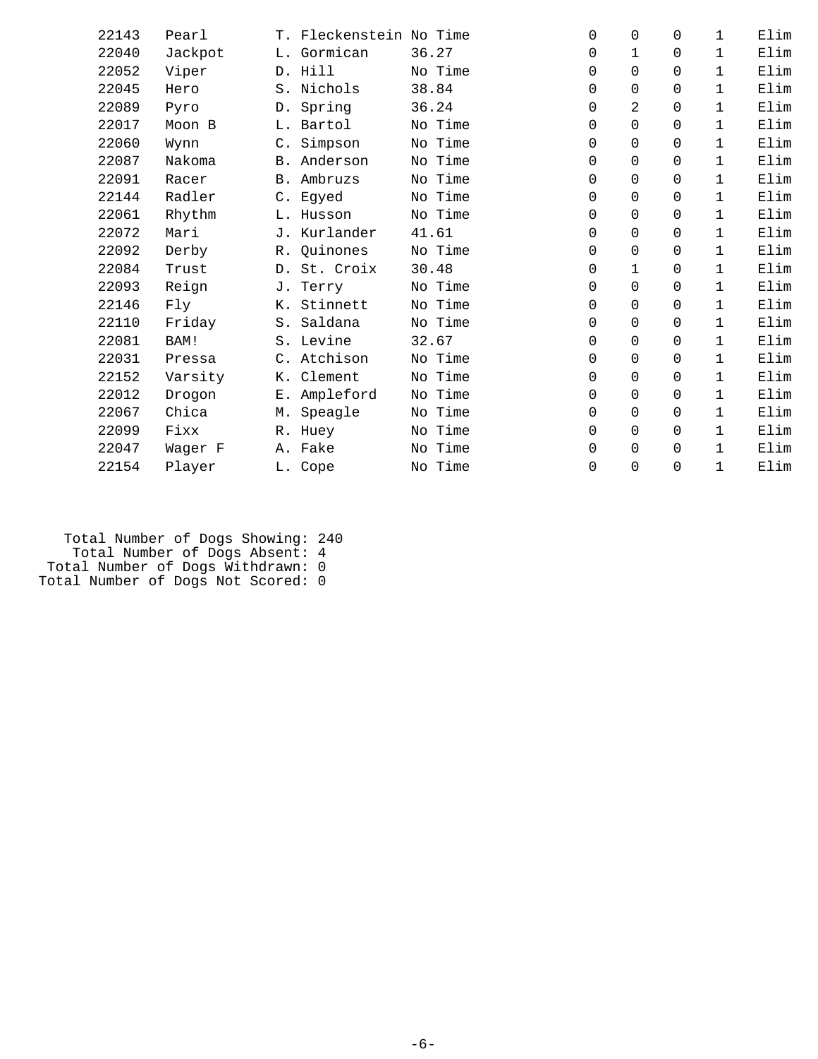| | | | | | | | | |
|---|---|---|---|---|---|---|---|---|
| 22143 | Pearl | T. Fleckenstein | No Time | 0 | 0 | 0 | 1 | Elim |
| 22040 | Jackpot | L. Gormican | 36.27 | 0 | 1 | 0 | 1 | Elim |
| 22052 | Viper | D. Hill | No Time | 0 | 0 | 0 | 1 | Elim |
| 22045 | Hero | S. Nichols | 38.84 | 0 | 0 | 0 | 1 | Elim |
| 22089 | Pyro | D. Spring | 36.24 | 0 | 2 | 0 | 1 | Elim |
| 22017 | Moon B | L. Bartol | No Time | 0 | 0 | 0 | 1 | Elim |
| 22060 | Wynn | C. Simpson | No Time | 0 | 0 | 0 | 1 | Elim |
| 22087 | Nakoma | B. Anderson | No Time | 0 | 0 | 0 | 1 | Elim |
| 22091 | Racer | B. Ambruzs | No Time | 0 | 0 | 0 | 1 | Elim |
| 22144 | Radler | C. Egyed | No Time | 0 | 0 | 0 | 1 | Elim |
| 22061 | Rhythm | L. Husson | No Time | 0 | 0 | 0 | 1 | Elim |
| 22072 | Mari | J. Kurlander | 41.61 | 0 | 0 | 0 | 1 | Elim |
| 22092 | Derby | R. Quinones | No Time | 0 | 0 | 0 | 1 | Elim |
| 22084 | Trust | D. St. Croix | 30.48 | 0 | 1 | 0 | 1 | Elim |
| 22093 | Reign | J. Terry | No Time | 0 | 0 | 0 | 1 | Elim |
| 22146 | Fly | K. Stinnett | No Time | 0 | 0 | 0 | 1 | Elim |
| 22110 | Friday | S. Saldana | No Time | 0 | 0 | 0 | 1 | Elim |
| 22081 | BAM! | S. Levine | 32.67 | 0 | 0 | 0 | 1 | Elim |
| 22031 | Pressa | C. Atchison | No Time | 0 | 0 | 0 | 1 | Elim |
| 22152 | Varsity | K. Clement | No Time | 0 | 0 | 0 | 1 | Elim |
| 22012 | Drogon | E. Ampleford | No Time | 0 | 0 | 0 | 1 | Elim |
| 22067 | Chica | M. Speagle | No Time | 0 | 0 | 0 | 1 | Elim |
| 22099 | Fixx | R. Huey | No Time | 0 | 0 | 0 | 1 | Elim |
| 22047 | Wager F | A. Fake | No Time | 0 | 0 | 0 | 1 | Elim |
| 22154 | Player | L. Cope | No Time | 0 | 0 | 0 | 1 | Elim |

Total Number of Dogs Showing: 240
Total Number of Dogs Absent: 4
Total Number of Dogs Withdrawn: 0
Total Number of Dogs Not Scored: 0